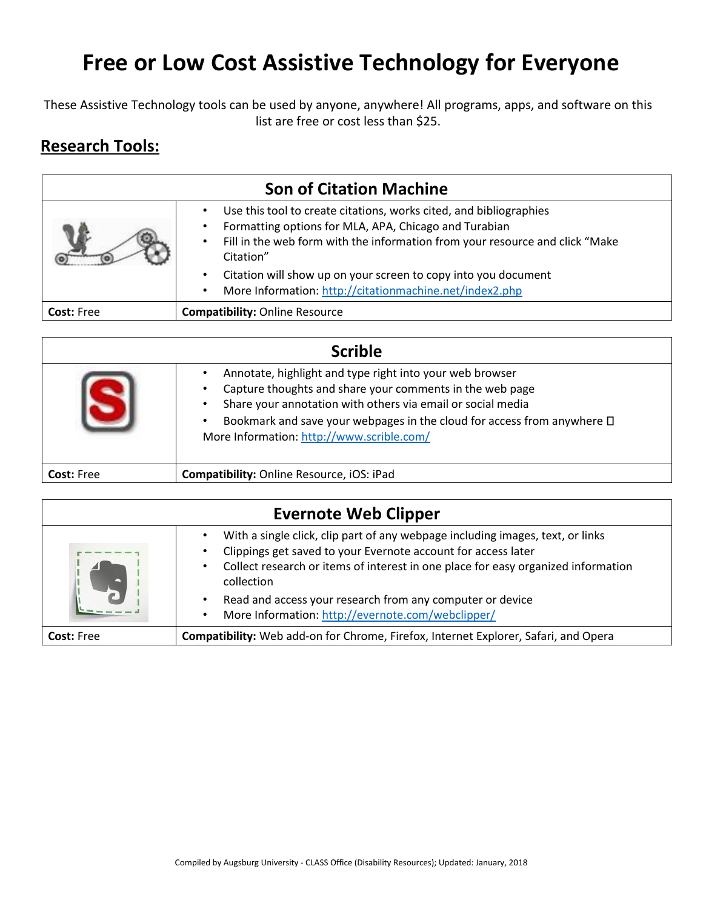# Free or Low Cost Assistive Technology for Everyone

These Assistive Technology tools can be used by anyone, anywhere! All programs, apps, and software on this list are free or cost less than $25.

## Research Tools:

### Son of Citation Machine

- Use this tool to create citations, works cited, and bibliographies
- Formatting options for MLA, APA, Chicago and Turabian
- Fill in the web form with the information from your resource and click "Make Citation"
- Citation will show up on your screen to copy into you document
- More Information: http://citationmachine.net/index2.php

**Cost:** Free

**Compatibility:** Online Resource

### Scrible

- Annotate, highlight and type right into your web browser
- Capture thoughts and share your comments in the web page
- Share your annotation with others via email or social media
- Bookmark and save your webpages in the cloud for access from anywhere 

More Information: http://www.scrible.com/

**Cost:** Free

**Compatibility:** Online Resource, iOS: iPad

### Evernote Web Clipper

- With a single click, clip part of any webpage including images, text, or links
- Clippings get saved to your Evernote account for access later
- Collect research or items of interest in one place for easy organized information collection
- Read and access your research from any computer or device
- More Information: http://evernote.com/webclipper/

**Cost:** Free

**Compatibility:** Web add-on for Chrome, Firefox, Internet Explorer, Safari, and Opera

Compiled by Augsburg University - CLASS Office (Disability Resources); Updated: January, 2018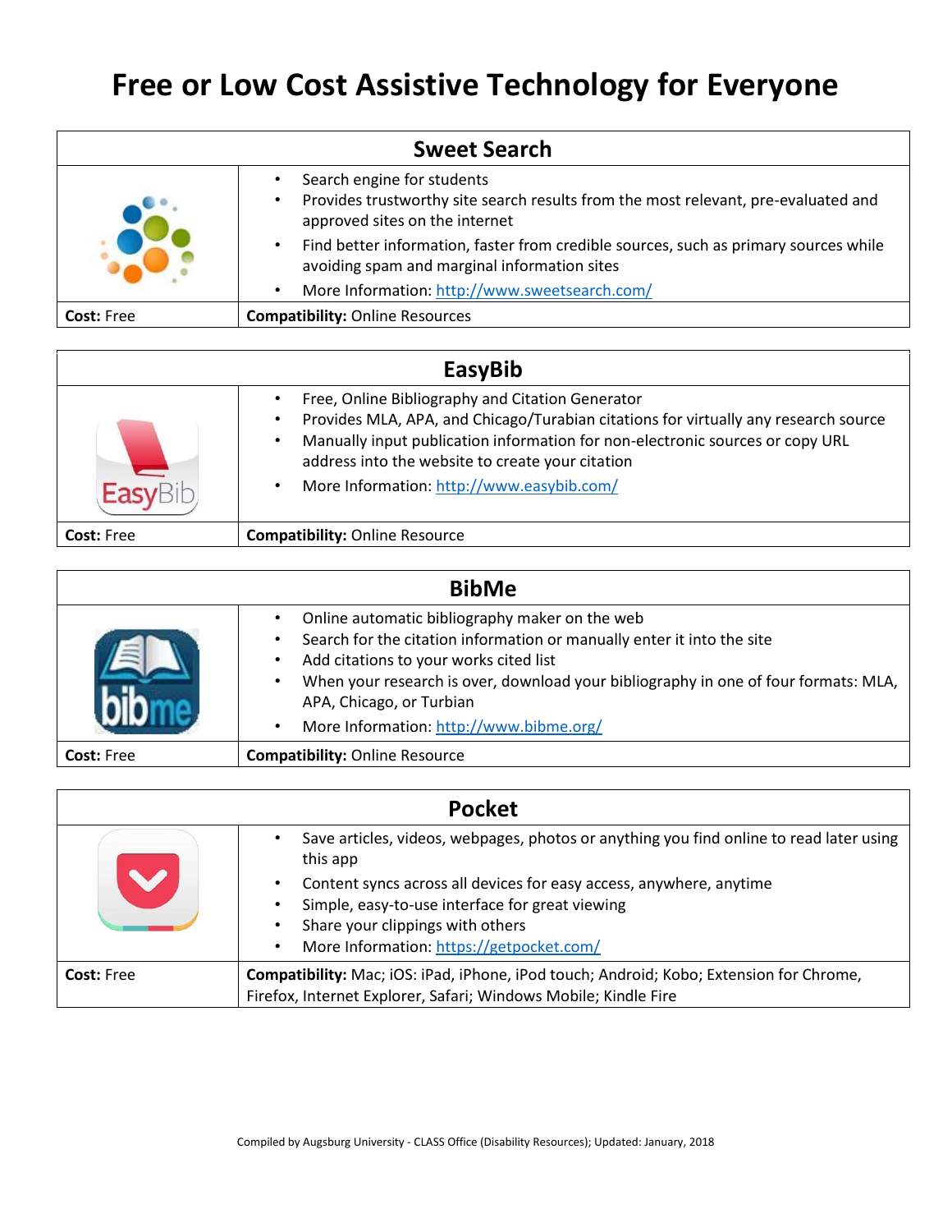# Free or Low Cost Assistive Technology for Everyone

## Sweet Search

- Search engine for students
- Provides trustworthy site search results from the most relevant, pre-evaluated and approved sites on the internet
- Find better information, faster from credible sources, such as primary sources while avoiding spam and marginal information sites
- More Information: http://www.sweetsearch.com/

**Cost:** Free

**Compatibility:** Online Resources

## EasyBib

- Free, Online Bibliography and Citation Generator
- Provides MLA, APA, and Chicago/Turabian citations for virtually any research source
- Manually input publication information for non-electronic sources or copy URL address into the website to create your citation
- More Information: http://www.easybib.com/

**Cost:** Free

**Compatibility:** Online Resource

## BibMe

- Online automatic bibliography maker on the web
- Search for the citation information or manually enter it into the site
- Add citations to your works cited list
- When your research is over, download your bibliography in one of four formats: MLA, APA, Chicago, or Turbian
- More Information: http://www.bibme.org/

**Cost:** Free

**Compatibility:** Online Resource

## Pocket

- Save articles, videos, webpages, photos or anything you find online to read later using this app
- Content syncs across all devices for easy access, anywhere, anytime
- Simple, easy-to-use interface for great viewing
- Share your clippings with others
- More Information: https://getpocket.com/

**Cost:** Free

**Compatibility:** Mac; iOS: iPad, iPhone, iPod touch; Android; Kobo; Extension for Chrome, Firefox, Internet Explorer, Safari; Windows Mobile; Kindle Fire

Compiled by Augsburg University - CLASS Office (Disability Resources); Updated: January, 2018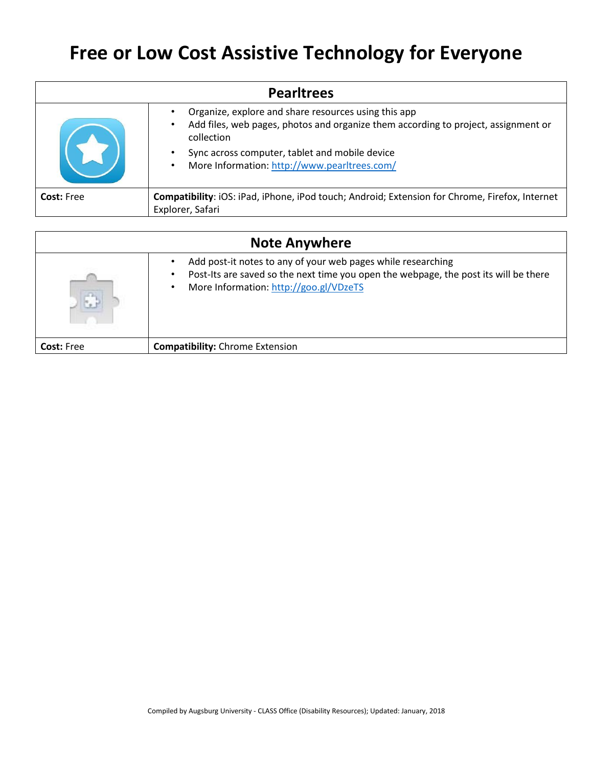# Free or Low Cost Assistive Technology for Everyone

| Pearltrees | |
|---|---|
| | • Organize, explore and share resources using this app<br>• Add files, web pages, photos and organize them according to project, assignment or collection<br>• Sync across computer, tablet and mobile device<br>• More Information: http://www.pearltrees.com/ |
| **Cost:** Free | **Compatibility**: iOS: iPad, iPhone, iPod touch; Android; Extension for Chrome, Firefox, Internet Explorer, Safari |

| Note Anywhere | |
|---|---|
| | • Add post-it notes to any of your web pages while researching<br>• Post-Its are saved so the next time you open the webpage, the post its will be there<br>• More Information: http://goo.gl/VDzeTS |
| **Cost:** Free | **Compatibility:** Chrome Extension |

Compiled by Augsburg University - CLASS Office (Disability Resources); Updated: January, 2018